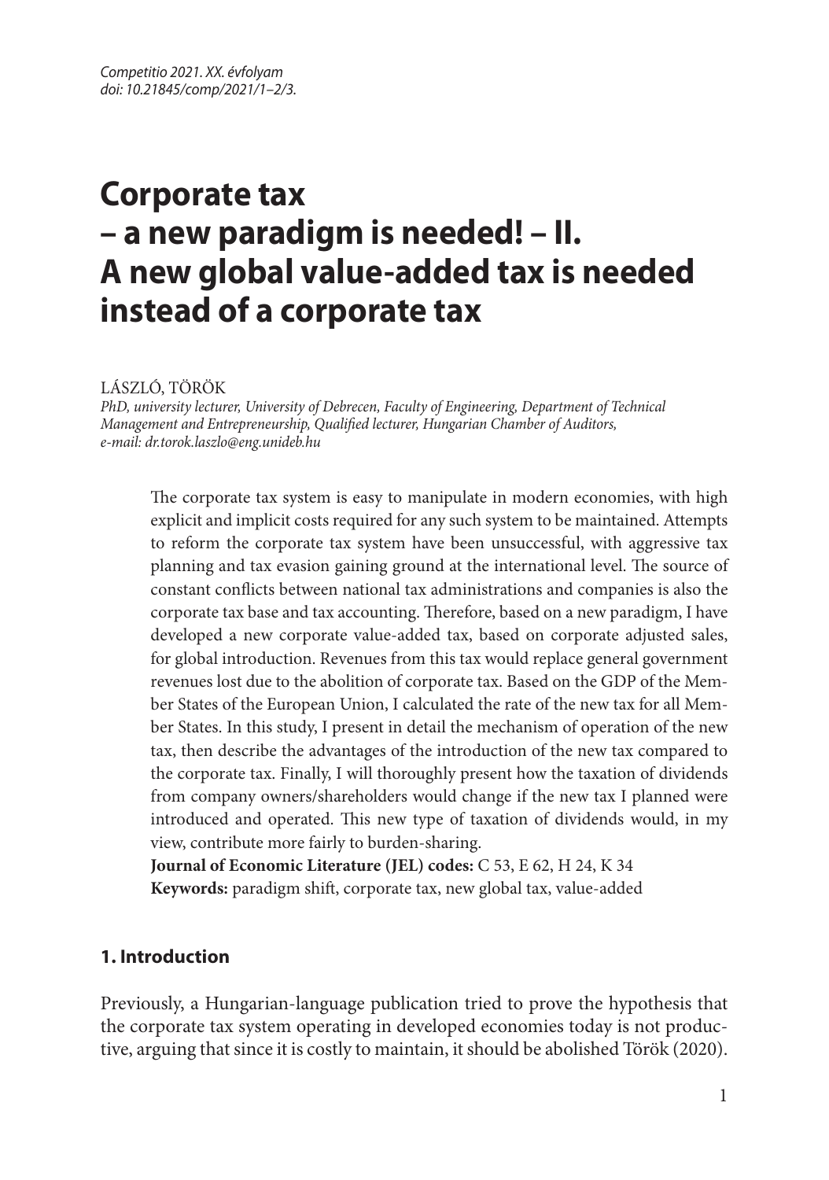*Competitio 2021. XX. évfolyam*
*doi: 10.21845/comp/2021/1–2/3.*

# Corporate tax – a new paradigm is needed! – II. A new global value-added tax is needed instead of a corporate tax

LÁSZLÓ, TÖRÖK

*PhD, university lecturer, University of Debrecen, Faculty of Engineering, Department of Technical Management and Entrepreneurship, Qualified lecturer, Hungarian Chamber of Auditors, e-mail: dr.torok.laszlo@eng.unideb.hu*

The corporate tax system is easy to manipulate in modern economies, with high explicit and implicit costs required for any such system to be maintained. Attempts to reform the corporate tax system have been unsuccessful, with aggressive tax planning and tax evasion gaining ground at the international level. The source of constant conflicts between national tax administrations and companies is also the corporate tax base and tax accounting. Therefore, based on a new paradigm, I have developed a new corporate value-added tax, based on corporate adjusted sales, for global introduction. Revenues from this tax would replace general government revenues lost due to the abolition of corporate tax. Based on the GDP of the Member States of the European Union, I calculated the rate of the new tax for all Member States. In this study, I present in detail the mechanism of operation of the new tax, then describe the advantages of the introduction of the new tax compared to the corporate tax. Finally, I will thoroughly present how the taxation of dividends from company owners/shareholders would change if the new tax I planned were introduced and operated. This new type of taxation of dividends would, in my view, contribute more fairly to burden-sharing.

**Journal of Economic Literature (JEL) codes:** C 53, E 62, H 24, K 34

**Keywords:** paradigm shift, corporate tax, new global tax, value-added

## 1. Introduction

Previously, a Hungarian-language publication tried to prove the hypothesis that the corporate tax system operating in developed economies today is not productive, arguing that since it is costly to maintain, it should be abolished Török (2020).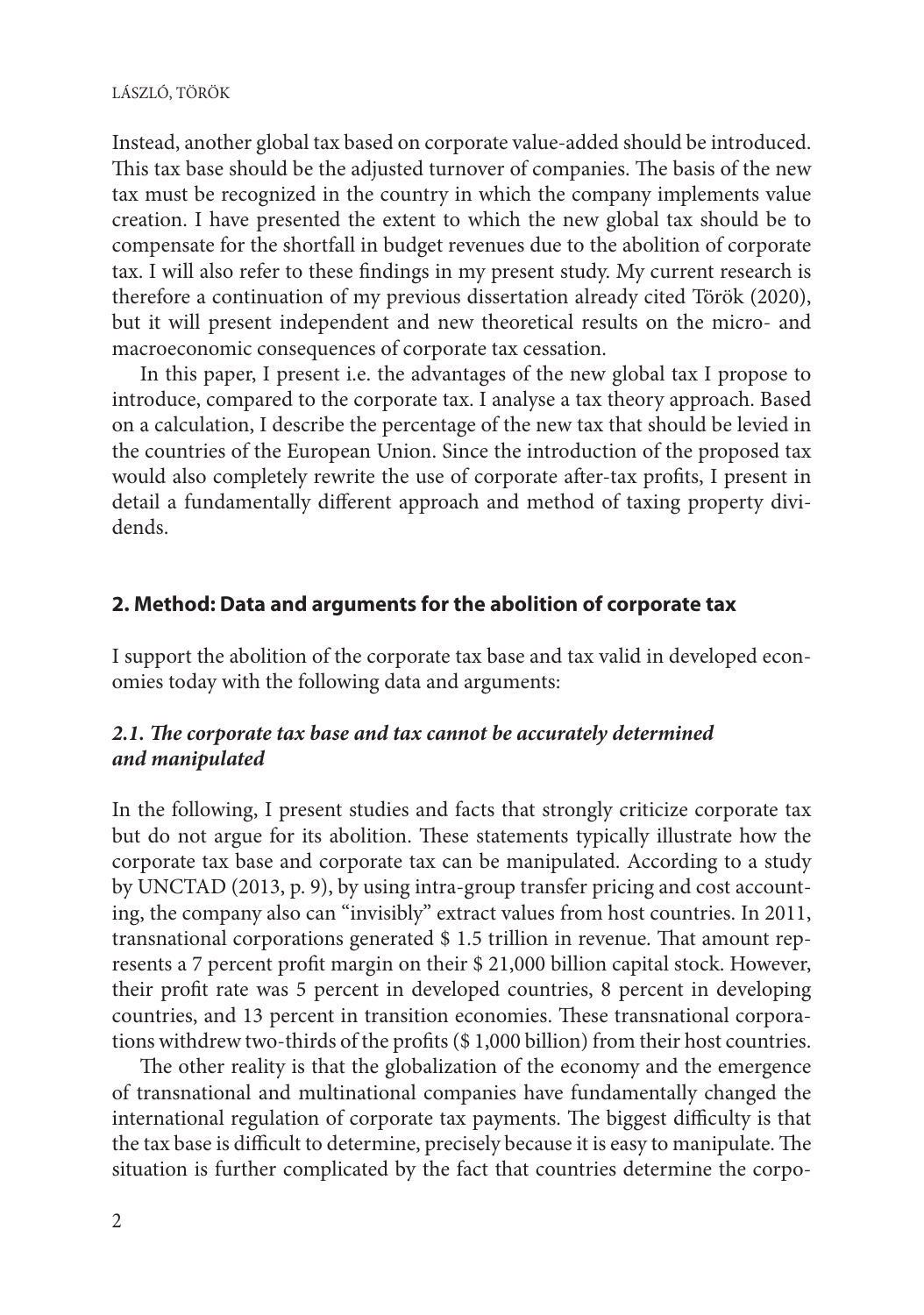Instead, another global tax based on corporate value-added should be introduced. This tax base should be the adjusted turnover of companies. The basis of the new tax must be recognized in the country in which the company implements value creation. I have presented the extent to which the new global tax should be to compensate for the shortfall in budget revenues due to the abolition of corporate tax. I will also refer to these findings in my present study. My current research is therefore a continuation of my previous dissertation already cited Török (2020), but it will present independent and new theoretical results on the micro- and macroeconomic consequences of corporate tax cessation.

In this paper, I present i.e. the advantages of the new global tax I propose to introduce, compared to the corporate tax. I analyse a tax theory approach. Based on a calculation, I describe the percentage of the new tax that should be levied in the countries of the European Union. Since the introduction of the proposed tax would also completely rewrite the use of corporate after-tax profits, I present in detail a fundamentally different approach and method of taxing property dividends.

## 2. Method: Data and arguments for the abolition of corporate tax

I support the abolition of the corporate tax base and tax valid in developed economies today with the following data and arguments:

### *2.1. The corporate tax base and tax cannot be accurately determined and manipulated*

In the following, I present studies and facts that strongly criticize corporate tax but do not argue for its abolition. These statements typically illustrate how the corporate tax base and corporate tax can be manipulated. According to a study by UNCTAD (2013, p. 9), by using intra-group transfer pricing and cost accounting, the company also can "invisibly" extract values from host countries. In 2011, transnational corporations generated $ 1.5 trillion in revenue. That amount represents a 7 percent profit margin on their $ 21,000 billion capital stock. However, their profit rate was 5 percent in developed countries, 8 percent in developing countries, and 13 percent in transition economies. These transnational corporations withdrew two-thirds of the profits ($ 1,000 billion) from their host countries.

The other reality is that the globalization of the economy and the emergence of transnational and multinational companies have fundamentally changed the international regulation of corporate tax payments. The biggest difficulty is that the tax base is difficult to determine, precisely because it is easy to manipulate. The situation is further complicated by the fact that countries determine the corpo-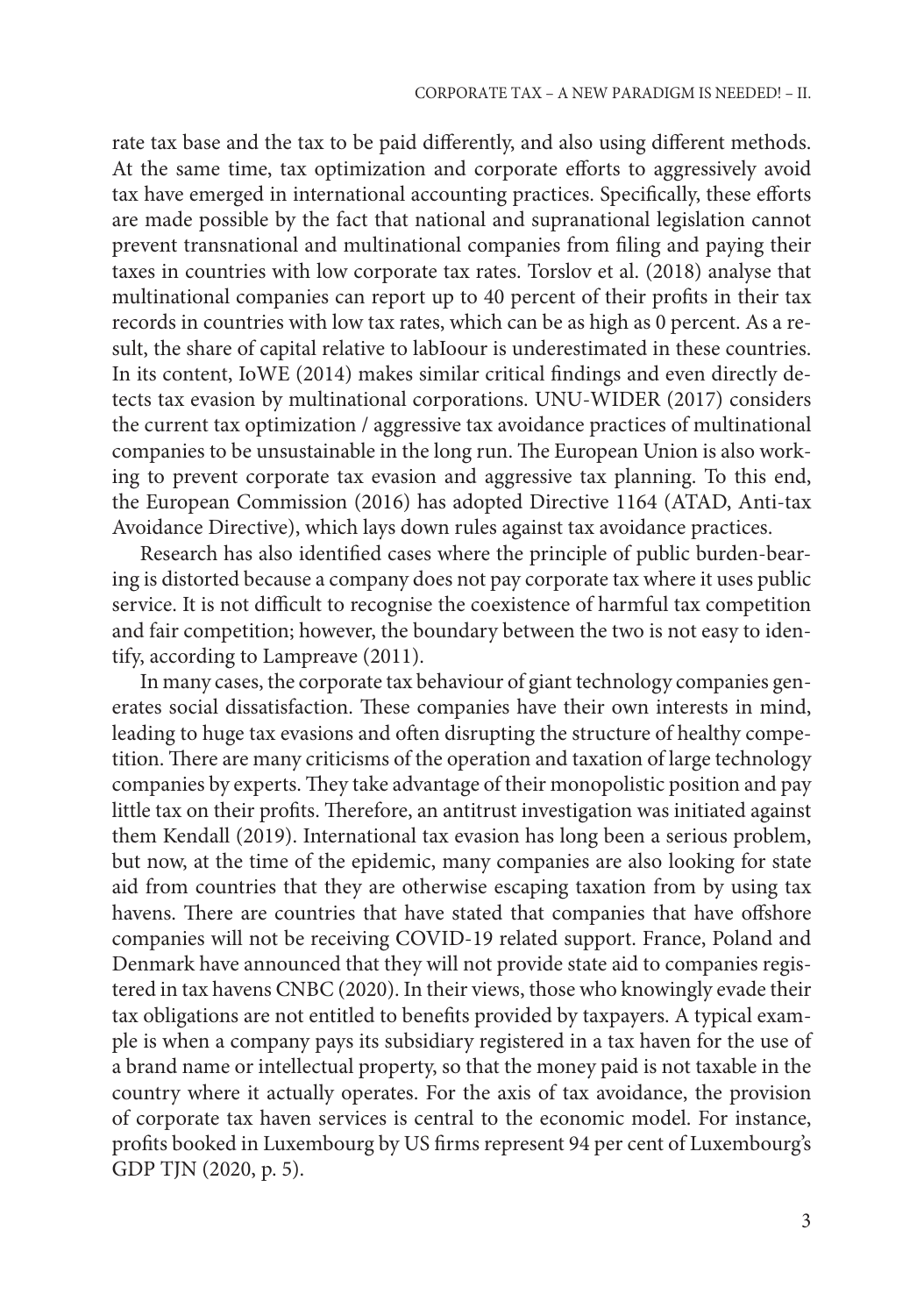rate tax base and the tax to be paid differently, and also using different methods. At the same time, tax optimization and corporate efforts to aggressively avoid tax have emerged in international accounting practices. Specifically, these efforts are made possible by the fact that national and supranational legislation cannot prevent transnational and multinational companies from filing and paying their taxes in countries with low corporate tax rates. Torslov et al. (2018) analyse that multinational companies can report up to 40 percent of their profits in their tax records in countries with low tax rates, which can be as high as 0 percent. As a result, the share of capital relative to labIoour is underestimated in these countries. In its content, IoWE (2014) makes similar critical findings and even directly detects tax evasion by multinational corporations. UNU-WIDER (2017) considers the current tax optimization / aggressive tax avoidance practices of multinational companies to be unsustainable in the long run. The European Union is also working to prevent corporate tax evasion and aggressive tax planning. To this end, the European Commission (2016) has adopted Directive 1164 (ATAD, Anti-tax Avoidance Directive), which lays down rules against tax avoidance practices.

Research has also identified cases where the principle of public burden-bearing is distorted because a company does not pay corporate tax where it uses public service. It is not difficult to recognise the coexistence of harmful tax competition and fair competition; however, the boundary between the two is not easy to identify, according to Lampreave (2011).

In many cases, the corporate tax behaviour of giant technology companies generates social dissatisfaction. These companies have their own interests in mind, leading to huge tax evasions and often disrupting the structure of healthy competition. There are many criticisms of the operation and taxation of large technology companies by experts. They take advantage of their monopolistic position and pay little tax on their profits. Therefore, an antitrust investigation was initiated against them Kendall (2019). International tax evasion has long been a serious problem, but now, at the time of the epidemic, many companies are also looking for state aid from countries that they are otherwise escaping taxation from by using tax havens. There are countries that have stated that companies that have offshore companies will not be receiving COVID-19 related support. France, Poland and Denmark have announced that they will not provide state aid to companies registered in tax havens CNBC (2020). In their views, those who knowingly evade their tax obligations are not entitled to benefits provided by taxpayers. A typical example is when a company pays its subsidiary registered in a tax haven for the use of a brand name or intellectual property, so that the money paid is not taxable in the country where it actually operates. For the axis of tax avoidance, the provision of corporate tax haven services is central to the economic model. For instance, profits booked in Luxembourg by US firms represent 94 per cent of Luxembourg's GDP TJN (2020, p. 5).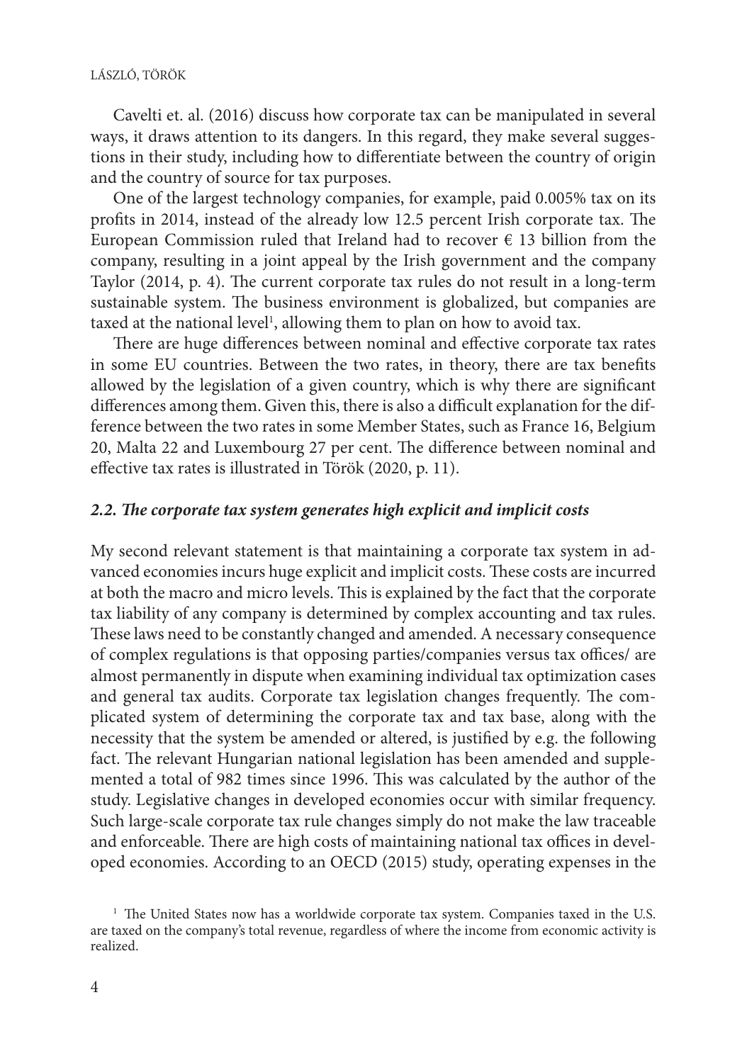Cavelti et. al. (2016) discuss how corporate tax can be manipulated in several ways, it draws attention to its dangers. In this regard, they make several suggestions in their study, including how to differentiate between the country of origin and the country of source for tax purposes.

One of the largest technology companies, for example, paid 0.005% tax on its profits in 2014, instead of the already low 12.5 percent Irish corporate tax. The European Commission ruled that Ireland had to recover € 13 billion from the company, resulting in a joint appeal by the Irish government and the company Taylor (2014, p. 4). The current corporate tax rules do not result in a long-term sustainable system. The business environment is globalized, but companies are taxed at the national level[1], allowing them to plan on how to avoid tax.

There are huge differences between nominal and effective corporate tax rates in some EU countries. Between the two rates, in theory, there are tax benefits allowed by the legislation of a given country, which is why there are significant differences among them. Given this, there is also a difficult explanation for the difference between the two rates in some Member States, such as France 16, Belgium 20, Malta 22 and Luxembourg 27 per cent. The difference between nominal and effective tax rates is illustrated in Török (2020, p. 11).

### *2.2. The corporate tax system generates high explicit and implicit costs*

My second relevant statement is that maintaining a corporate tax system in advanced economies incurs huge explicit and implicit costs. These costs are incurred at both the macro and micro levels. This is explained by the fact that the corporate tax liability of any company is determined by complex accounting and tax rules. These laws need to be constantly changed and amended. A necessary consequence of complex regulations is that opposing parties/companies versus tax offices/ are almost permanently in dispute when examining individual tax optimization cases and general tax audits. Corporate tax legislation changes frequently. The complicated system of determining the corporate tax and tax base, along with the necessity that the system be amended or altered, is justified by e.g. the following fact. The relevant Hungarian national legislation has been amended and supplemented a total of 982 times since 1996. This was calculated by the author of the study. Legislative changes in developed economies occur with similar frequency. Such large-scale corporate tax rule changes simply do not make the law traceable and enforceable. There are high costs of maintaining national tax offices in developed economies. According to an OECD (2015) study, operating expenses in the

[1] The United States now has a worldwide corporate tax system. Companies taxed in the U.S. are taxed on the company's total revenue, regardless of where the income from economic activity is realized.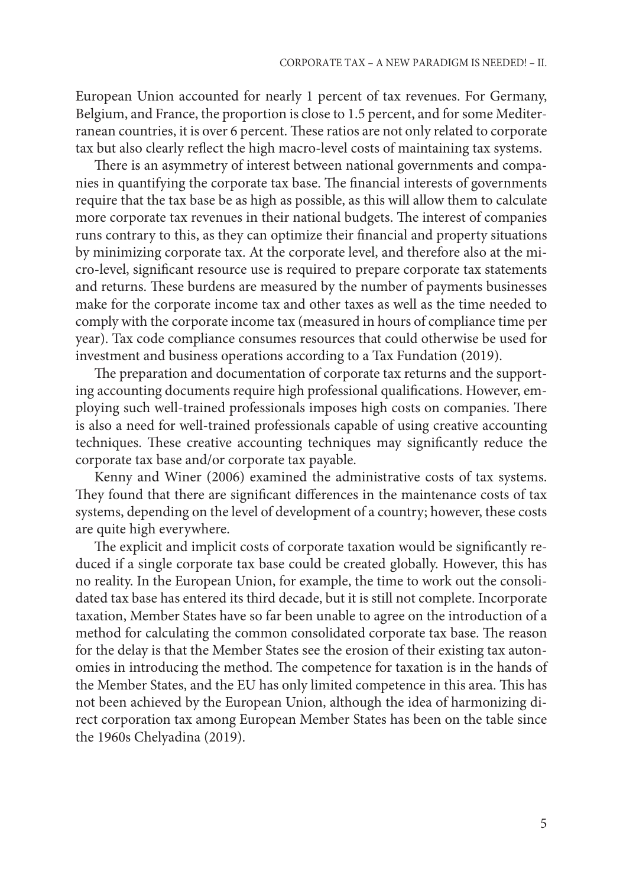European Union accounted for nearly 1 percent of tax revenues. For Germany, Belgium, and France, the proportion is close to 1.5 percent, and for some Mediterranean countries, it is over 6 percent. These ratios are not only related to corporate tax but also clearly reflect the high macro-level costs of maintaining tax systems.

There is an asymmetry of interest between national governments and companies in quantifying the corporate tax base. The financial interests of governments require that the tax base be as high as possible, as this will allow them to calculate more corporate tax revenues in their national budgets. The interest of companies runs contrary to this, as they can optimize their financial and property situations by minimizing corporate tax. At the corporate level, and therefore also at the micro-level, significant resource use is required to prepare corporate tax statements and returns. These burdens are measured by the number of payments businesses make for the corporate income tax and other taxes as well as the time needed to comply with the corporate income tax (measured in hours of compliance time per year). Tax code compliance consumes resources that could otherwise be used for investment and business operations according to a Tax Fundation (2019).

The preparation and documentation of corporate tax returns and the supporting accounting documents require high professional qualifications. However, employing such well-trained professionals imposes high costs on companies. There is also a need for well-trained professionals capable of using creative accounting techniques. These creative accounting techniques may significantly reduce the corporate tax base and/or corporate tax payable.

Kenny and Winer (2006) examined the administrative costs of tax systems. They found that there are significant differences in the maintenance costs of tax systems, depending on the level of development of a country; however, these costs are quite high everywhere.

The explicit and implicit costs of corporate taxation would be significantly reduced if a single corporate tax base could be created globally. However, this has no reality. In the European Union, for example, the time to work out the consolidated tax base has entered its third decade, but it is still not complete. Incorporate taxation, Member States have so far been unable to agree on the introduction of a method for calculating the common consolidated corporate tax base. The reason for the delay is that the Member States see the erosion of their existing tax autonomies in introducing the method. The competence for taxation is in the hands of the Member States, and the EU has only limited competence in this area. This has not been achieved by the European Union, although the idea of harmonizing direct corporation tax among European Member States has been on the table since the 1960s Chelyadina (2019).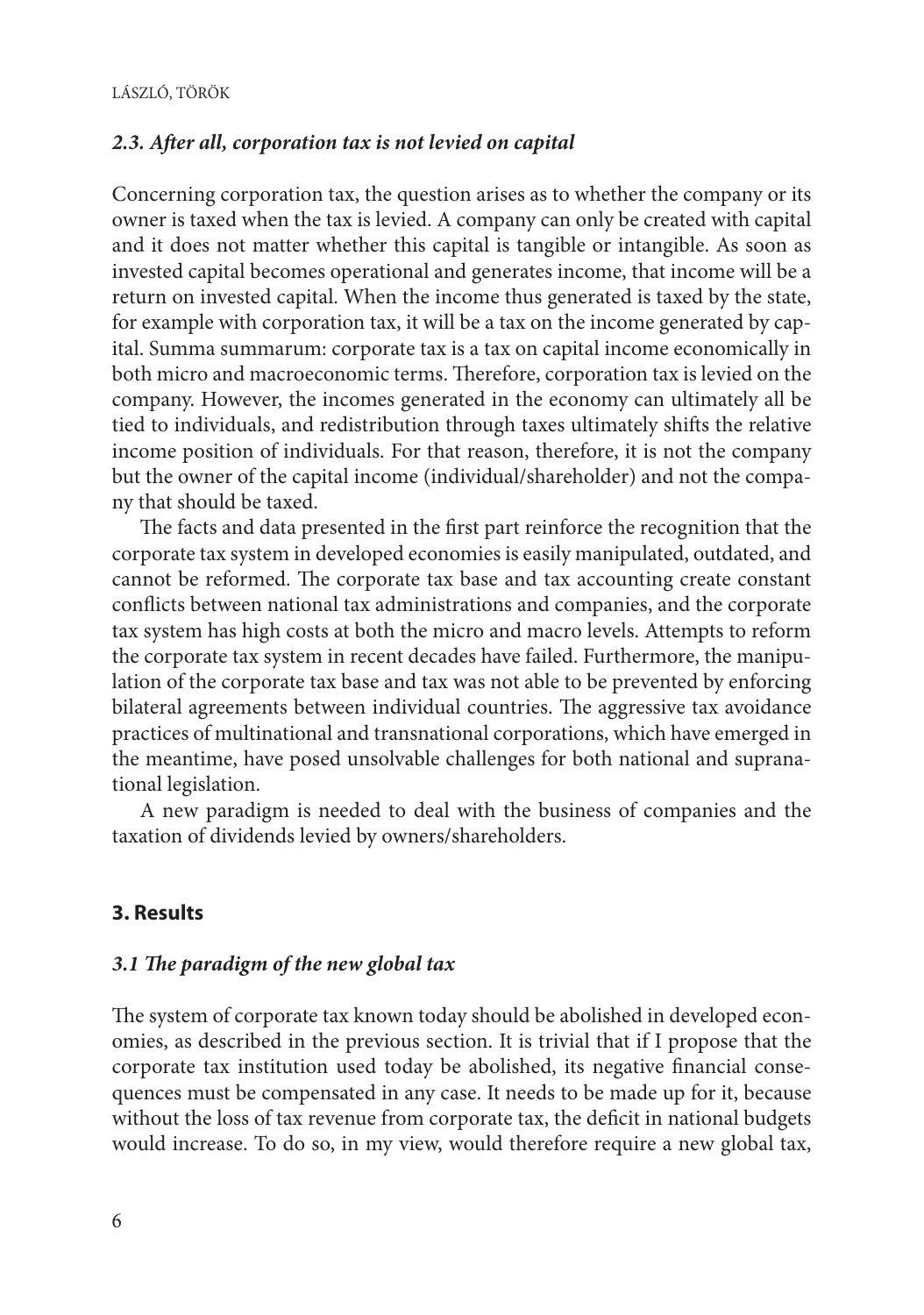### *2.3. After all, corporation tax is not levied on capital*

Concerning corporation tax, the question arises as to whether the company or its owner is taxed when the tax is levied. A company can only be created with capital and it does not matter whether this capital is tangible or intangible. As soon as invested capital becomes operational and generates income, that income will be a return on invested capital. When the income thus generated is taxed by the state, for example with corporation tax, it will be a tax on the income generated by capital. Summa summarum: corporate tax is a tax on capital income economically in both micro and macroeconomic terms. Therefore, corporation tax is levied on the company. However, the incomes generated in the economy can ultimately all be tied to individuals, and redistribution through taxes ultimately shifts the relative income position of individuals. For that reason, therefore, it is not the company but the owner of the capital income (individual/shareholder) and not the company that should be taxed.

The facts and data presented in the first part reinforce the recognition that the corporate tax system in developed economies is easily manipulated, outdated, and cannot be reformed. The corporate tax base and tax accounting create constant conflicts between national tax administrations and companies, and the corporate tax system has high costs at both the micro and macro levels. Attempts to reform the corporate tax system in recent decades have failed. Furthermore, the manipulation of the corporate tax base and tax was not able to be prevented by enforcing bilateral agreements between individual countries. The aggressive tax avoidance practices of multinational and transnational corporations, which have emerged in the meantime, have posed unsolvable challenges for both national and supranational legislation.

A new paradigm is needed to deal with the business of companies and the taxation of dividends levied by owners/shareholders.

## **3. Results**

### *3.1 The paradigm of the new global tax*

The system of corporate tax known today should be abolished in developed economies, as described in the previous section. It is trivial that if I propose that the corporate tax institution used today be abolished, its negative financial consequences must be compensated in any case. It needs to be made up for it, because without the loss of tax revenue from corporate tax, the deficit in national budgets would increase. To do so, in my view, would therefore require a new global tax,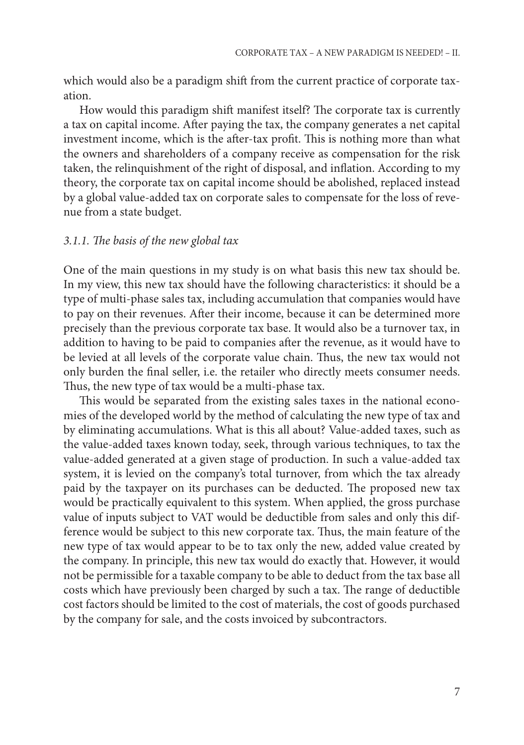which would also be a paradigm shift from the current practice of corporate taxation.

How would this paradigm shift manifest itself? The corporate tax is currently a tax on capital income. After paying the tax, the company generates a net capital investment income, which is the after-tax profit. This is nothing more than what the owners and shareholders of a company receive as compensation for the risk taken, the relinquishment of the right of disposal, and inflation. According to my theory, the corporate tax on capital income should be abolished, replaced instead by a global value-added tax on corporate sales to compensate for the loss of revenue from a state budget.

### *3.1.1. The basis of the new global tax*

One of the main questions in my study is on what basis this new tax should be. In my view, this new tax should have the following characteristics: it should be a type of multi-phase sales tax, including accumulation that companies would have to pay on their revenues. After their income, because it can be determined more precisely than the previous corporate tax base. It would also be a turnover tax, in addition to having to be paid to companies after the revenue, as it would have to be levied at all levels of the corporate value chain. Thus, the new tax would not only burden the final seller, i.e. the retailer who directly meets consumer needs. Thus, the new type of tax would be a multi-phase tax.

This would be separated from the existing sales taxes in the national economies of the developed world by the method of calculating the new type of tax and by eliminating accumulations. What is this all about? Value-added taxes, such as the value-added taxes known today, seek, through various techniques, to tax the value-added generated at a given stage of production. In such a value-added tax system, it is levied on the company's total turnover, from which the tax already paid by the taxpayer on its purchases can be deducted. The proposed new tax would be practically equivalent to this system. When applied, the gross purchase value of inputs subject to VAT would be deductible from sales and only this difference would be subject to this new corporate tax. Thus, the main feature of the new type of tax would appear to be to tax only the new, added value created by the company. In principle, this new tax would do exactly that. However, it would not be permissible for a taxable company to be able to deduct from the tax base all costs which have previously been charged by such a tax. The range of deductible cost factors should be limited to the cost of materials, the cost of goods purchased by the company for sale, and the costs invoiced by subcontractors.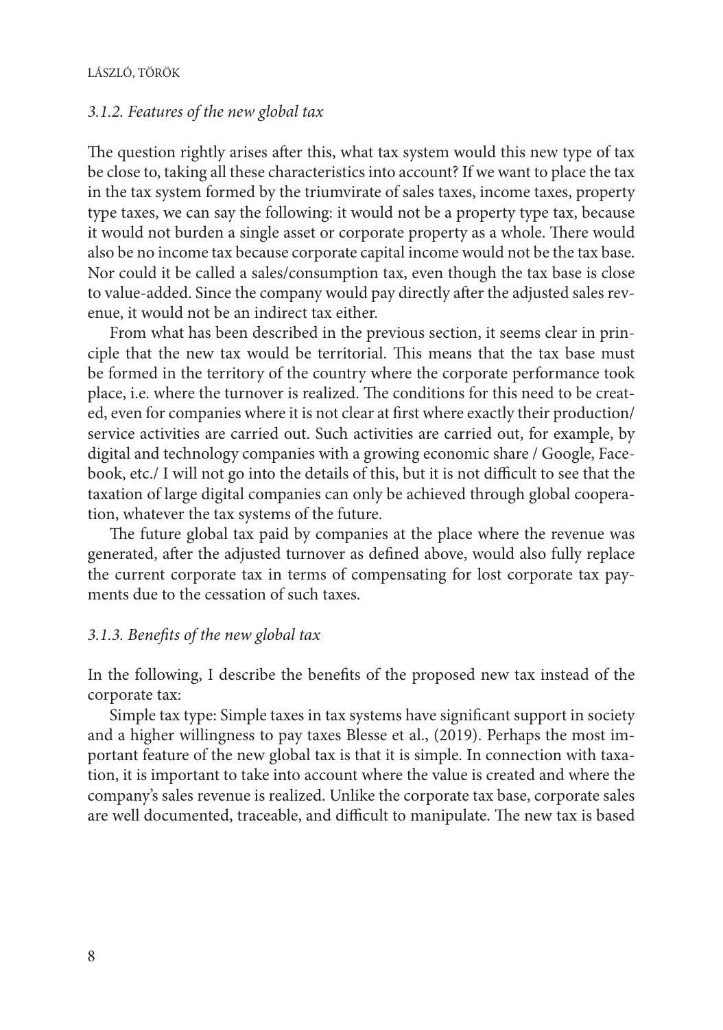### *3.1.2. Features of the new global tax*

The question rightly arises after this, what tax system would this new type of tax be close to, taking all these characteristics into account? If we want to place the tax in the tax system formed by the triumvirate of sales taxes, income taxes, property type taxes, we can say the following: it would not be a property type tax, because it would not burden a single asset or corporate property as a whole. There would also be no income tax because corporate capital income would not be the tax base. Nor could it be called a sales/consumption tax, even though the tax base is close to value-added. Since the company would pay directly after the adjusted sales revenue, it would not be an indirect tax either.

From what has been described in the previous section, it seems clear in principle that the new tax would be territorial. This means that the tax base must be formed in the territory of the country where the corporate performance took place, i.e. where the turnover is realized. The conditions for this need to be created, even for companies where it is not clear at first where exactly their production/service activities are carried out. Such activities are carried out, for example, by digital and technology companies with a growing economic share / Google, Facebook, etc./ I will not go into the details of this, but it is not difficult to see that the taxation of large digital companies can only be achieved through global cooperation, whatever the tax systems of the future.

The future global tax paid by companies at the place where the revenue was generated, after the adjusted turnover as defined above, would also fully replace the current corporate tax in terms of compensating for lost corporate tax payments due to the cessation of such taxes.

### *3.1.3. Benefits of the new global tax*

In the following, I describe the benefits of the proposed new tax instead of the corporate tax:

Simple tax type: Simple taxes in tax systems have significant support in society and a higher willingness to pay taxes Blesse et al., (2019). Perhaps the most important feature of the new global tax is that it is simple. In connection with taxation, it is important to take into account where the value is created and where the company's sales revenue is realized. Unlike the corporate tax base, corporate sales are well documented, traceable, and difficult to manipulate. The new tax is based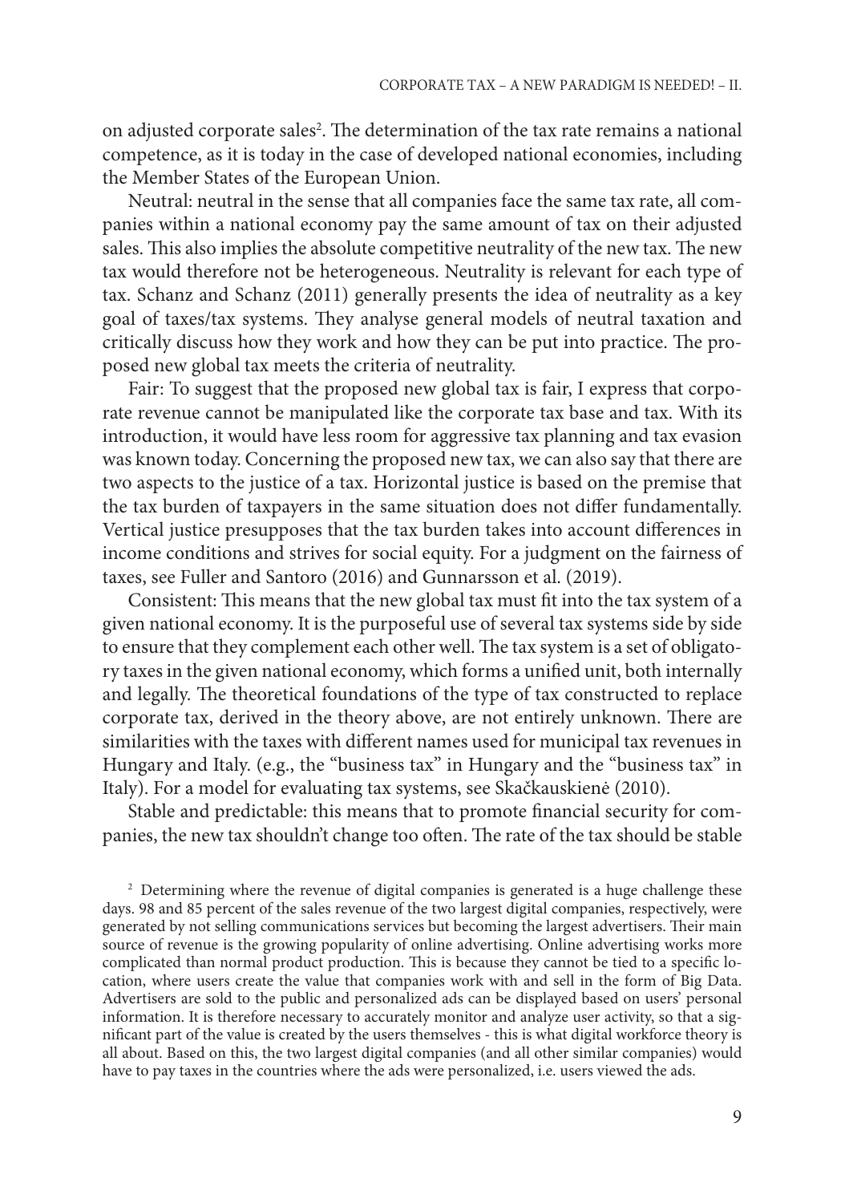on adjusted corporate sales[2]. The determination of the tax rate remains a national competence, as it is today in the case of developed national economies, including the Member States of the European Union.

Neutral: neutral in the sense that all companies face the same tax rate, all companies within a national economy pay the same amount of tax on their adjusted sales. This also implies the absolute competitive neutrality of the new tax. The new tax would therefore not be heterogeneous. Neutrality is relevant for each type of tax. Schanz and Schanz (2011) generally presents the idea of neutrality as a key goal of taxes/tax systems. They analyse general models of neutral taxation and critically discuss how they work and how they can be put into practice. The proposed new global tax meets the criteria of neutrality.

Fair: To suggest that the proposed new global tax is fair, I express that corporate revenue cannot be manipulated like the corporate tax base and tax. With its introduction, it would have less room for aggressive tax planning and tax evasion was known today. Concerning the proposed new tax, we can also say that there are two aspects to the justice of a tax. Horizontal justice is based on the premise that the tax burden of taxpayers in the same situation does not differ fundamentally. Vertical justice presupposes that the tax burden takes into account differences in income conditions and strives for social equity. For a judgment on the fairness of taxes, see Fuller and Santoro (2016) and Gunnarsson et al. (2019).

Consistent: This means that the new global tax must fit into the tax system of a given national economy. It is the purposeful use of several tax systems side by side to ensure that they complement each other well. The tax system is a set of obligatory taxes in the given national economy, which forms a unified unit, both internally and legally. The theoretical foundations of the type of tax constructed to replace corporate tax, derived in the theory above, are not entirely unknown. There are similarities with the taxes with different names used for municipal tax revenues in Hungary and Italy. (e.g., the "business tax" in Hungary and the "business tax" in Italy). For a model for evaluating tax systems, see Skačkauskienė (2010).

Stable and predictable: this means that to promote financial security for companies, the new tax shouldn't change too often. The rate of the tax should be stable

[2] Determining where the revenue of digital companies is generated is a huge challenge these days. 98 and 85 percent of the sales revenue of the two largest digital companies, respectively, were generated by not selling communications services but becoming the largest advertisers. Their main source of revenue is the growing popularity of online advertising. Online advertising works more complicated than normal product production. This is because they cannot be tied to a specific location, where users create the value that companies work with and sell in the form of Big Data. Advertisers are sold to the public and personalized ads can be displayed based on users' personal information. It is therefore necessary to accurately monitor and analyze user activity, so that a significant part of the value is created by the users themselves - this is what digital workforce theory is all about. Based on this, the two largest digital companies (and all other similar companies) would have to pay taxes in the countries where the ads were personalized, i.e. users viewed the ads.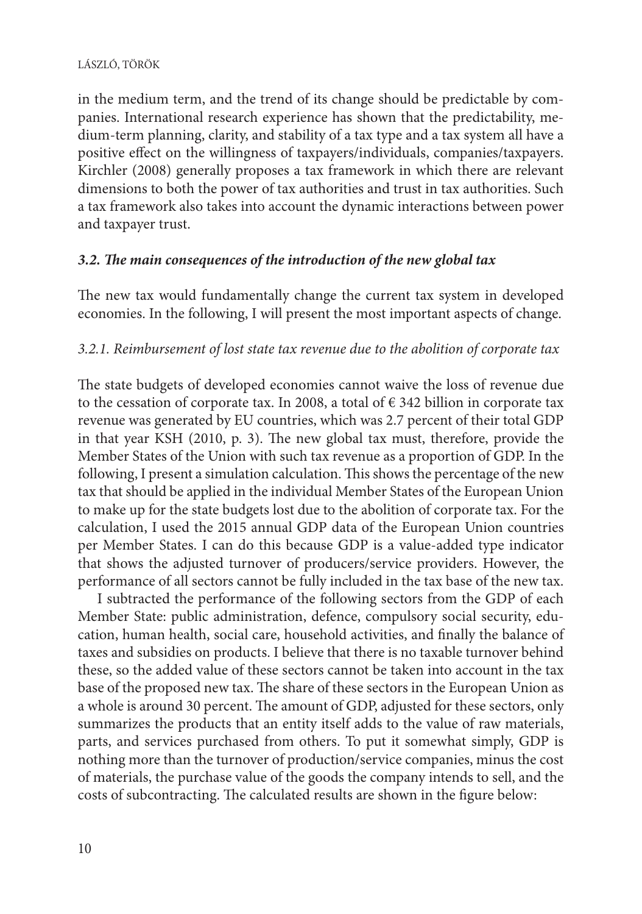in the medium term, and the trend of its change should be predictable by companies. International research experience has shown that the predictability, medium-term planning, clarity, and stability of a tax type and a tax system all have a positive effect on the willingness of taxpayers/individuals, companies/taxpayers. Kirchler (2008) generally proposes a tax framework in which there are relevant dimensions to both the power of tax authorities and trust in tax authorities. Such a tax framework also takes into account the dynamic interactions between power and taxpayer trust.

### *3.2. The main consequences of the introduction of the new global tax*

The new tax would fundamentally change the current tax system in developed economies. In the following, I will present the most important aspects of change.

#### *3.2.1. Reimbursement of lost state tax revenue due to the abolition of corporate tax*

The state budgets of developed economies cannot waive the loss of revenue due to the cessation of corporate tax. In 2008, a total of € 342 billion in corporate tax revenue was generated by EU countries, which was 2.7 percent of their total GDP in that year KSH (2010, p. 3). The new global tax must, therefore, provide the Member States of the Union with such tax revenue as a proportion of GDP. In the following, I present a simulation calculation. This shows the percentage of the new tax that should be applied in the individual Member States of the European Union to make up for the state budgets lost due to the abolition of corporate tax. For the calculation, I used the 2015 annual GDP data of the European Union countries per Member States. I can do this because GDP is a value-added type indicator that shows the adjusted turnover of producers/service providers. However, the performance of all sectors cannot be fully included in the tax base of the new tax.

I subtracted the performance of the following sectors from the GDP of each Member State: public administration, defence, compulsory social security, education, human health, social care, household activities, and finally the balance of taxes and subsidies on products. I believe that there is no taxable turnover behind these, so the added value of these sectors cannot be taken into account in the tax base of the proposed new tax. The share of these sectors in the European Union as a whole is around 30 percent. The amount of GDP, adjusted for these sectors, only summarizes the products that an entity itself adds to the value of raw materials, parts, and services purchased from others. To put it somewhat simply, GDP is nothing more than the turnover of production/service companies, minus the cost of materials, the purchase value of the goods the company intends to sell, and the costs of subcontracting. The calculated results are shown in the figure below: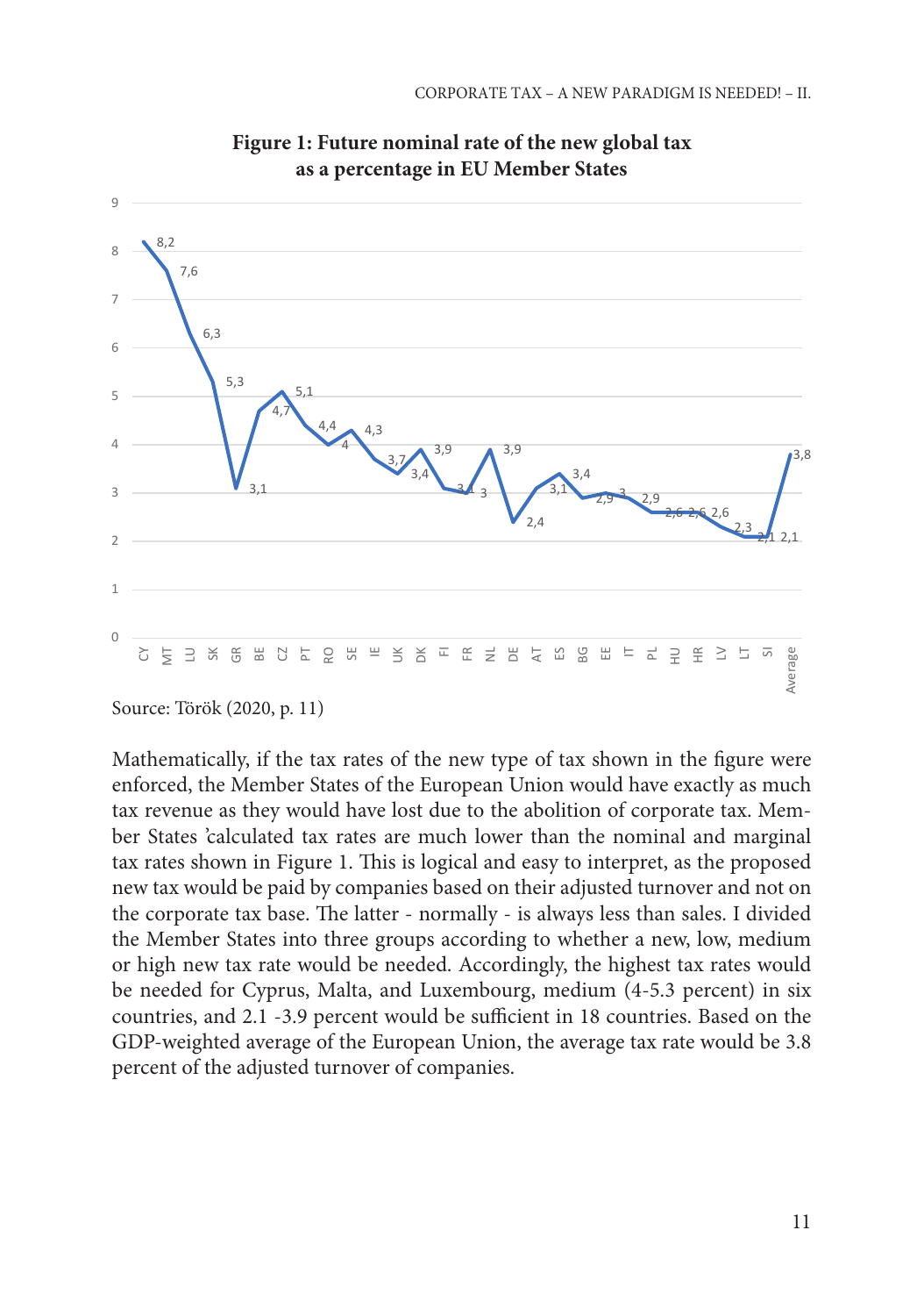**Figure 1: Future nominal rate of the new global tax as a percentage in EU Member States**

Source: Török (2020, p. 11)

Mathematically, if the tax rates of the new type of tax shown in the figure were enforced, the Member States of the European Union would have exactly as much tax revenue as they would have lost due to the abolition of corporate tax. Member States 'calculated tax rates are much lower than the nominal and marginal tax rates shown in Figure 1. This is logical and easy to interpret, as the proposed new tax would be paid by companies based on their adjusted turnover and not on the corporate tax base. The latter - normally - is always less than sales. I divided the Member States into three groups according to whether a new, low, medium or high new tax rate would be needed. Accordingly, the highest tax rates would be needed for Cyprus, Malta, and Luxembourg, medium (4-5.3 percent) in six countries, and 2.1 -3.9 percent would be sufficient in 18 countries. Based on the GDP-weighted average of the European Union, the average tax rate would be 3.8 percent of the adjusted turnover of companies.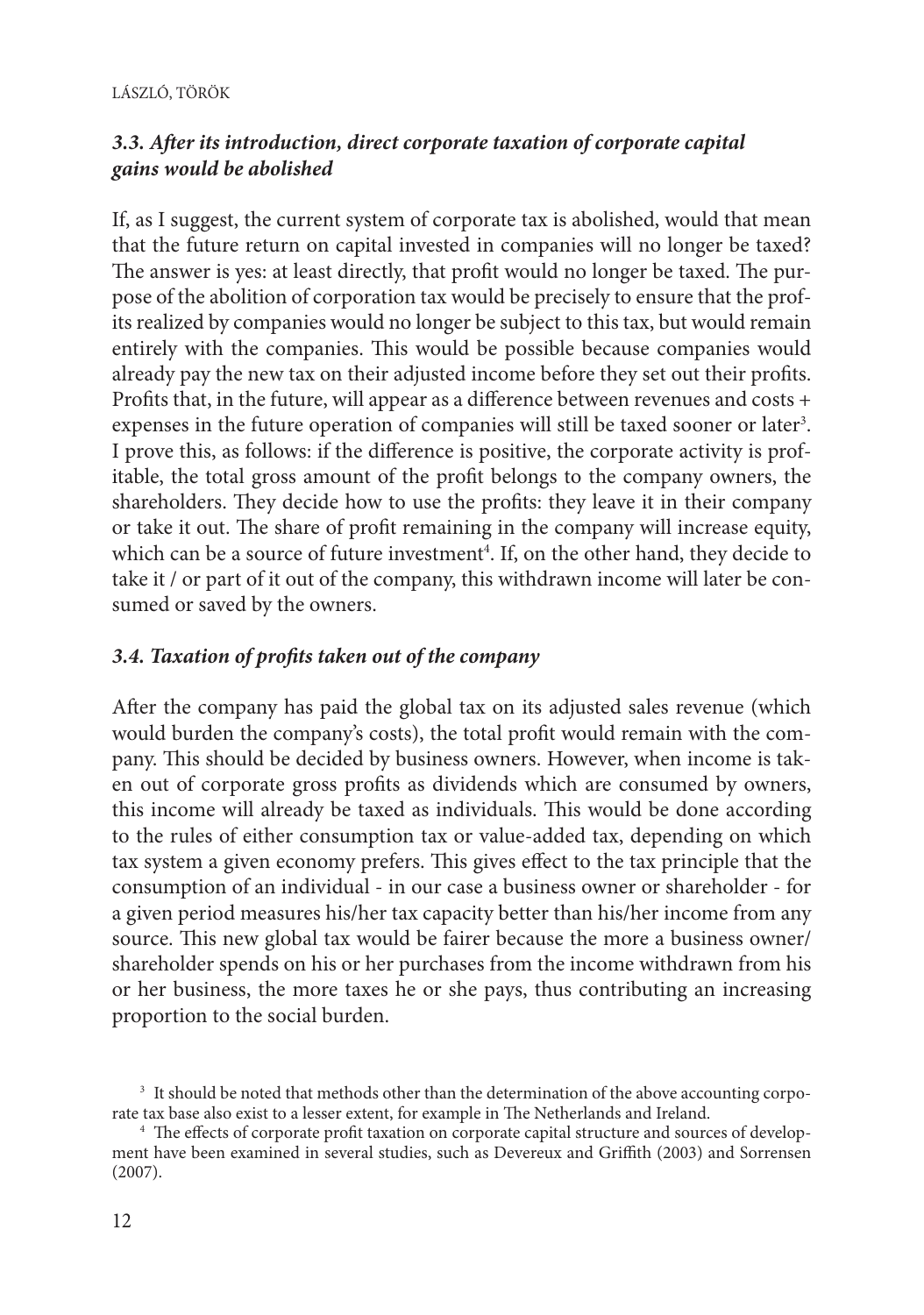### *3.3. After its introduction, direct corporate taxation of corporate capital gains would be abolished*

If, as I suggest, the current system of corporate tax is abolished, would that mean that the future return on capital invested in companies will no longer be taxed? The answer is yes: at least directly, that profit would no longer be taxed. The purpose of the abolition of corporation tax would be precisely to ensure that the profits realized by companies would no longer be subject to this tax, but would remain entirely with the companies. This would be possible because companies would already pay the new tax on their adjusted income before they set out their profits. Profits that, in the future, will appear as a difference between revenues and costs + expenses in the future operation of companies will still be taxed sooner or later[3]. I prove this, as follows: if the difference is positive, the corporate activity is profitable, the total gross amount of the profit belongs to the company owners, the shareholders. They decide how to use the profits: they leave it in their company or take it out. The share of profit remaining in the company will increase equity, which can be a source of future investment[4]. If, on the other hand, they decide to take it / or part of it out of the company, this withdrawn income will later be consumed or saved by the owners.

### *3.4. Taxation of profits taken out of the company*

After the company has paid the global tax on its adjusted sales revenue (which would burden the company's costs), the total profit would remain with the company. This should be decided by business owners. However, when income is taken out of corporate gross profits as dividends which are consumed by owners, this income will already be taxed as individuals. This would be done according to the rules of either consumption tax or value-added tax, depending on which tax system a given economy prefers. This gives effect to the tax principle that the consumption of an individual - in our case a business owner or shareholder - for a given period measures his/her tax capacity better than his/her income from any source. This new global tax would be fairer because the more a business owner/shareholder spends on his or her purchases from the income withdrawn from his or her business, the more taxes he or she pays, thus contributing an increasing proportion to the social burden.

[3] It should be noted that methods other than the determination of the above accounting corporate tax base also exist to a lesser extent, for example in The Netherlands and Ireland.

[4] The effects of corporate profit taxation on corporate capital structure and sources of development have been examined in several studies, such as Devereux and Griffith (2003) and Sorrensen (2007).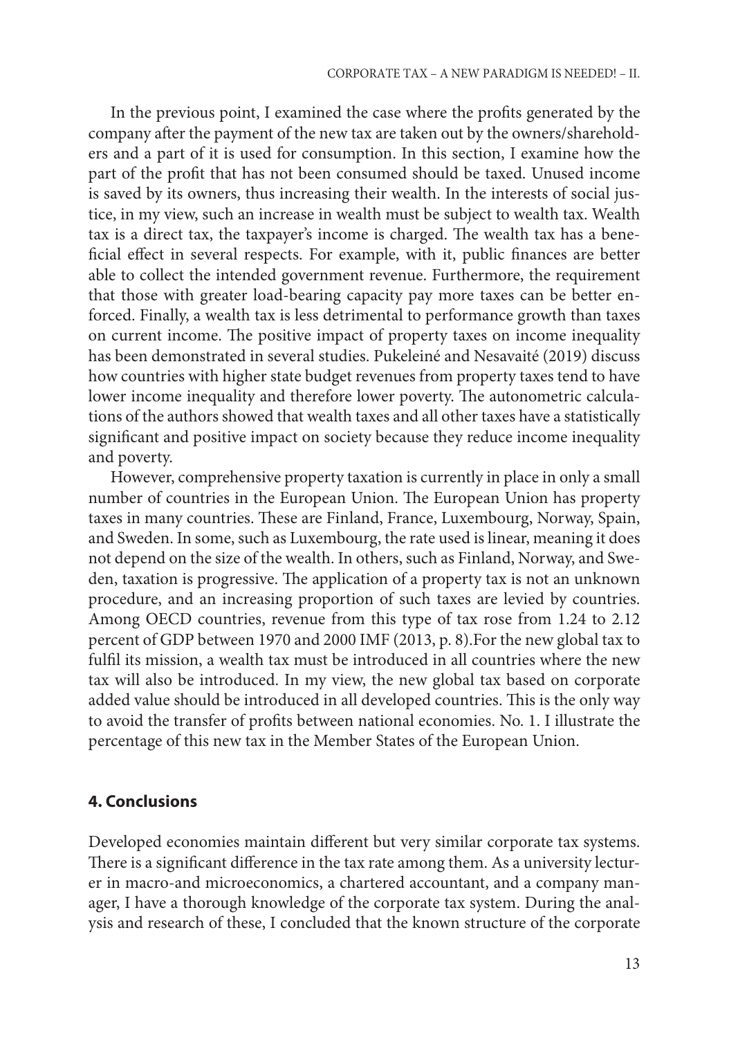In the previous point, I examined the case where the profits generated by the company after the payment of the new tax are taken out by the owners/shareholders and a part of it is used for consumption. In this section, I examine how the part of the profit that has not been consumed should be taxed. Unused income is saved by its owners, thus increasing their wealth. In the interests of social justice, in my view, such an increase in wealth must be subject to wealth tax. Wealth tax is a direct tax, the taxpayer's income is charged. The wealth tax has a beneficial effect in several respects. For example, with it, public finances are better able to collect the intended government revenue. Furthermore, the requirement that those with greater load-bearing capacity pay more taxes can be better enforced. Finally, a wealth tax is less detrimental to performance growth than taxes on current income. The positive impact of property taxes on income inequality has been demonstrated in several studies. Pukeleiné and Nesavaité (2019) discuss how countries with higher state budget revenues from property taxes tend to have lower income inequality and therefore lower poverty. The autonometric calculations of the authors showed that wealth taxes and all other taxes have a statistically significant and positive impact on society because they reduce income inequality and poverty.

However, comprehensive property taxation is currently in place in only a small number of countries in the European Union. The European Union has property taxes in many countries. These are Finland, France, Luxembourg, Norway, Spain, and Sweden. In some, such as Luxembourg, the rate used is linear, meaning it does not depend on the size of the wealth. In others, such as Finland, Norway, and Sweden, taxation is progressive. The application of a property tax is not an unknown procedure, and an increasing proportion of such taxes are levied by countries. Among OECD countries, revenue from this type of tax rose from 1.24 to 2.12 percent of GDP between 1970 and 2000 IMF (2013, p. 8).For the new global tax to fulfil its mission, a wealth tax must be introduced in all countries where the new tax will also be introduced. In my view, the new global tax based on corporate added value should be introduced in all developed countries. This is the only way to avoid the transfer of profits between national economies. No. 1. I illustrate the percentage of this new tax in the Member States of the European Union.

## 4. Conclusions

Developed economies maintain different but very similar corporate tax systems. There is a significant difference in the tax rate among them. As a university lecturer in macro-and microeconomics, a chartered accountant, and a company manager, I have a thorough knowledge of the corporate tax system. During the analysis and research of these, I concluded that the known structure of the corporate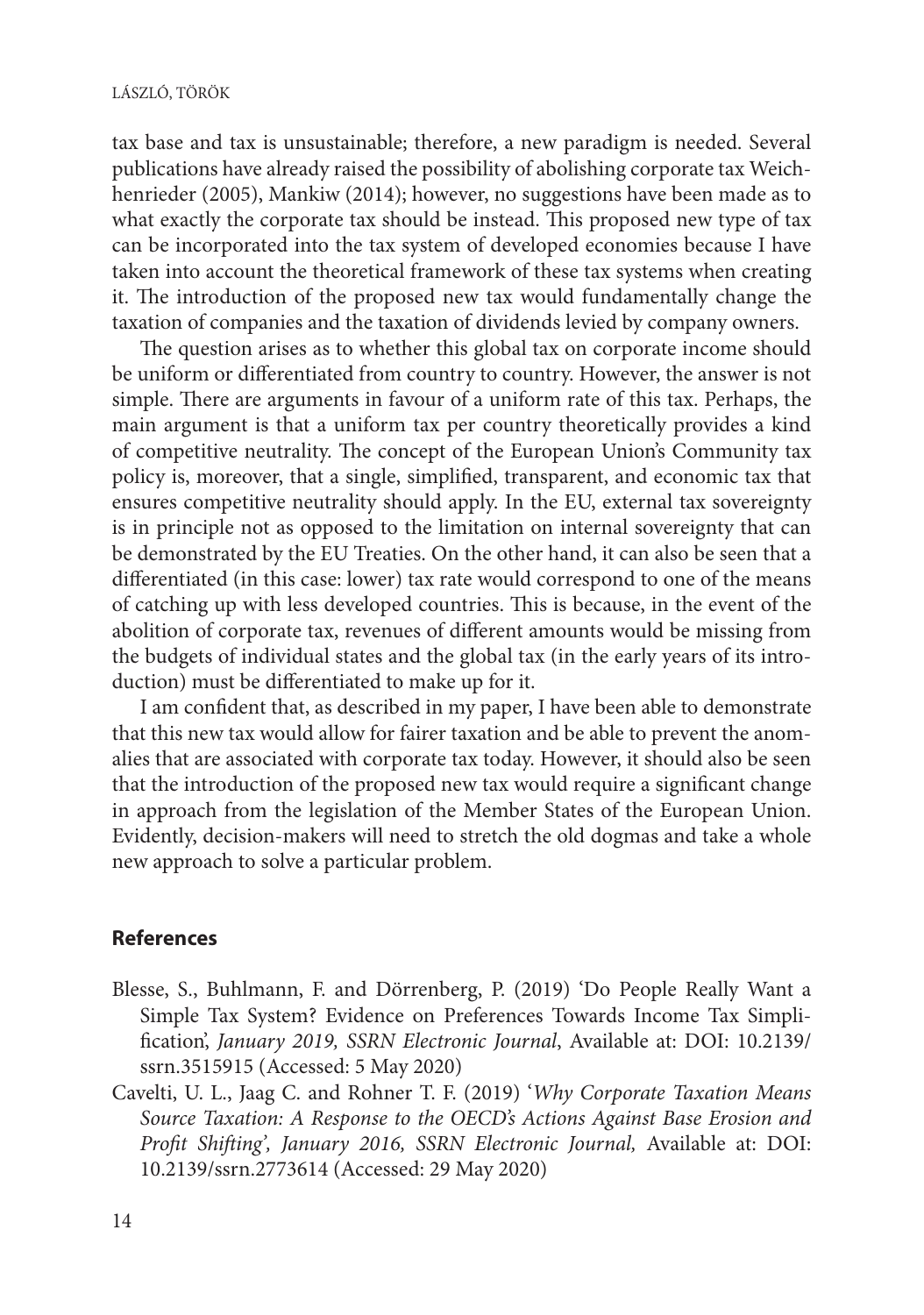tax base and tax is unsustainable; therefore, a new paradigm is needed. Several publications have already raised the possibility of abolishing corporate tax Weichhenrieder (2005), Mankiw (2014); however, no suggestions have been made as to what exactly the corporate tax should be instead. This proposed new type of tax can be incorporated into the tax system of developed economies because I have taken into account the theoretical framework of these tax systems when creating it. The introduction of the proposed new tax would fundamentally change the taxation of companies and the taxation of dividends levied by company owners.

The question arises as to whether this global tax on corporate income should be uniform or differentiated from country to country. However, the answer is not simple. There are arguments in favour of a uniform rate of this tax. Perhaps, the main argument is that a uniform tax per country theoretically provides a kind of competitive neutrality. The concept of the European Union's Community tax policy is, moreover, that a single, simplified, transparent, and economic tax that ensures competitive neutrality should apply. In the EU, external tax sovereignty is in principle not as opposed to the limitation on internal sovereignty that can be demonstrated by the EU Treaties. On the other hand, it can also be seen that a differentiated (in this case: lower) tax rate would correspond to one of the means of catching up with less developed countries. This is because, in the event of the abolition of corporate tax, revenues of different amounts would be missing from the budgets of individual states and the global tax (in the early years of its introduction) must be differentiated to make up for it.

I am confident that, as described in my paper, I have been able to demonstrate that this new tax would allow for fairer taxation and be able to prevent the anomalies that are associated with corporate tax today. However, it should also be seen that the introduction of the proposed new tax would require a significant change in approach from the legislation of the Member States of the European Union. Evidently, decision-makers will need to stretch the old dogmas and take a whole new approach to solve a particular problem.

## References

Blesse, S., Buhlmann, F. and Dörrenberg, P. (2019) 'Do People Really Want a Simple Tax System? Evidence on Preferences Towards Income Tax Simplification', *January 2019, SSRN Electronic Journal*, Available at: DOI: 10.2139/ssrn.3515915 (Accessed: 5 May 2020)

Cavelti, U. L., Jaag C. and Rohner T. F. (2019) '*Why Corporate Taxation Means Source Taxation: A Response to the OECD's Actions Against Base Erosion and Profit Shifting', January 2016, SSRN Electronic Journal,* Available at: DOI: 10.2139/ssrn.2773614 (Accessed: 29 May 2020)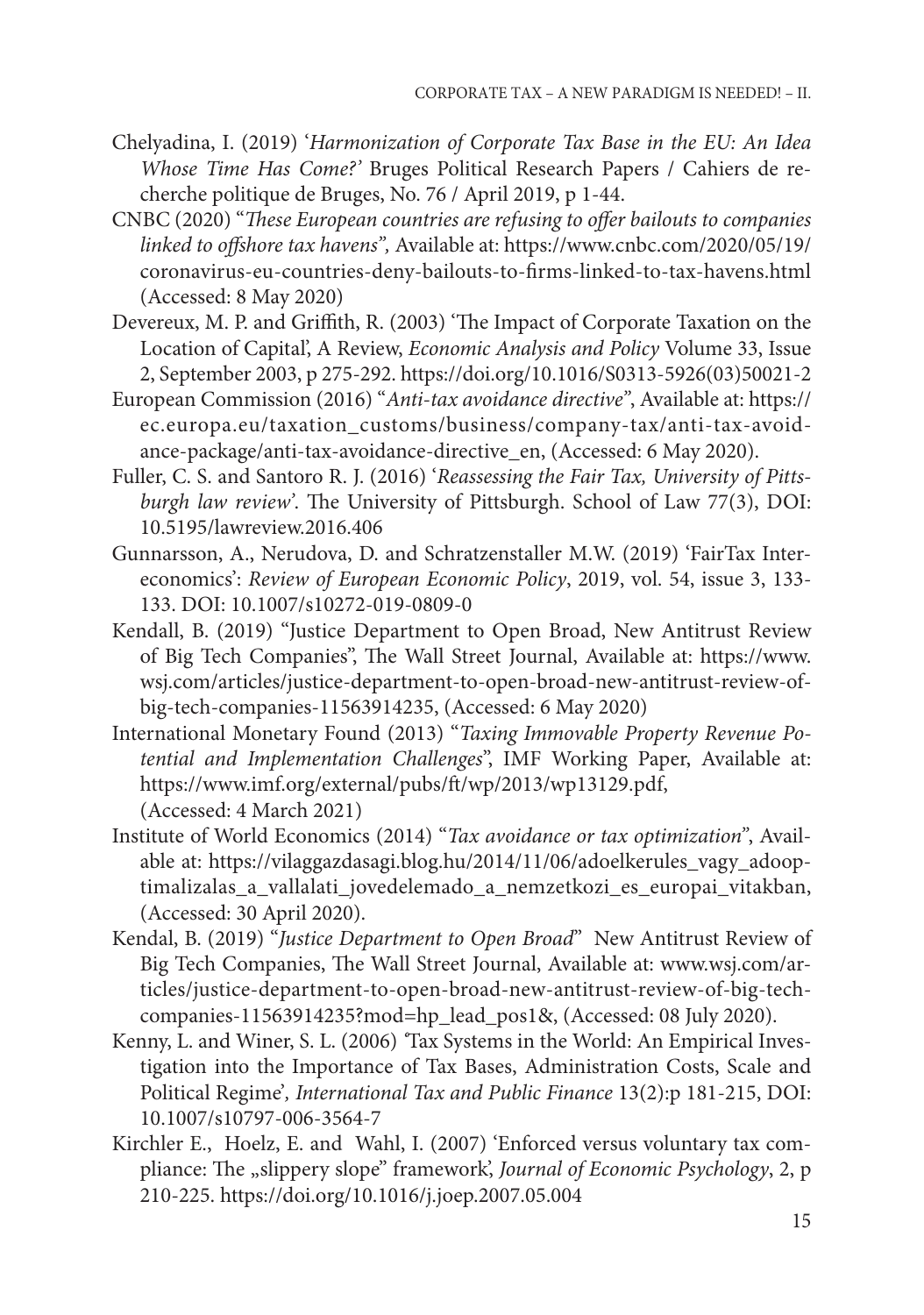Chelyadina, I. (2019) '*Harmonization of Corporate Tax Base in the EU: An Idea Whose Time Has Come?*' Bruges Political Research Papers / Cahiers de recherche politique de Bruges, No. 76 / April 2019, p 1-44.

CNBC (2020) "*These European countries are refusing to offer bailouts to companies linked to offshore tax havens",* Available at: https://www.cnbc.com/2020/05/19/coronavirus-eu-countries-deny-bailouts-to-firms-linked-to-tax-havens.html (Accessed: 8 May 2020)

Devereux, M. P. and Griffith, R. (2003) 'The Impact of Corporate Taxation on the Location of Capital', A Review, *Economic Analysis and Policy* Volume 33, Issue 2, September 2003, p 275-292. https://doi.org/10.1016/S0313-5926(03)50021-2

European Commission (2016) "*Anti-tax avoidance directive*", Available at: https://ec.europa.eu/taxation_customs/business/company-tax/anti-tax-avoidance-package/anti-tax-avoidance-directive_en, (Accessed: 6 May 2020).

Fuller, C. S. and Santoro R. J. (2016) '*Reassessing the Fair Tax, University of Pittsburgh law review*'. The University of Pittsburgh. School of Law 77(3), DOI: 10.5195/lawreview.2016.406

Gunnarsson, A., Nerudova, D. and Schratzenstaller M.W. (2019) 'FairTax Intereconomics': *Review of European Economic Policy*, 2019, vol. 54, issue 3, 133-133. DOI: 10.1007/s10272-019-0809-0

Kendall, B. (2019) "Justice Department to Open Broad, New Antitrust Review of Big Tech Companies", The Wall Street Journal, Available at: https://www.wsj.com/articles/justice-department-to-open-broad-new-antitrust-review-of-big-tech-companies-11563914235, (Accessed: 6 May 2020)

International Monetary Found (2013) "*Taxing Immovable Property Revenue Potential and Implementation Challenges*", IMF Working Paper, Available at: https://www.imf.org/external/pubs/ft/wp/2013/wp13129.pdf, (Accessed: 4 March 2021)

Institute of World Economics (2014) "*Tax avoidance or tax optimization*", Available at: https://vilaggazdasagi.blog.hu/2014/11/06/adoelkerules_vagy_adooptimalizalas_a_vallalati_jovedelemado_a_nemzetkozi_es_europai_vitakban, (Accessed: 30 April 2020).

Kendal, B. (2019) "*Justice Department to Open Broad*" New Antitrust Review of Big Tech Companies, The Wall Street Journal, Available at: www.wsj.com/articles/justice-department-to-open-broad-new-antitrust-review-of-big-tech-companies-11563914235?mod=hp_lead_pos1&, (Accessed: 08 July 2020).

Kenny, L. and Winer, S. L. (2006) 'Tax Systems in the World: An Empirical Investigation into the Importance of Tax Bases, Administration Costs, Scale and Political Regime'*, International Tax and Public Finance* 13(2):p 181-215, DOI: 10.1007/s10797-006-3564-7

Kirchler E., Hoelz, E. and Wahl, I. (2007) 'Enforced versus voluntary tax compliance: The „slippery slope" framework', *Journal of Economic Psychology*, 2, p 210-225. https://doi.org/10.1016/j.joep.2007.05.004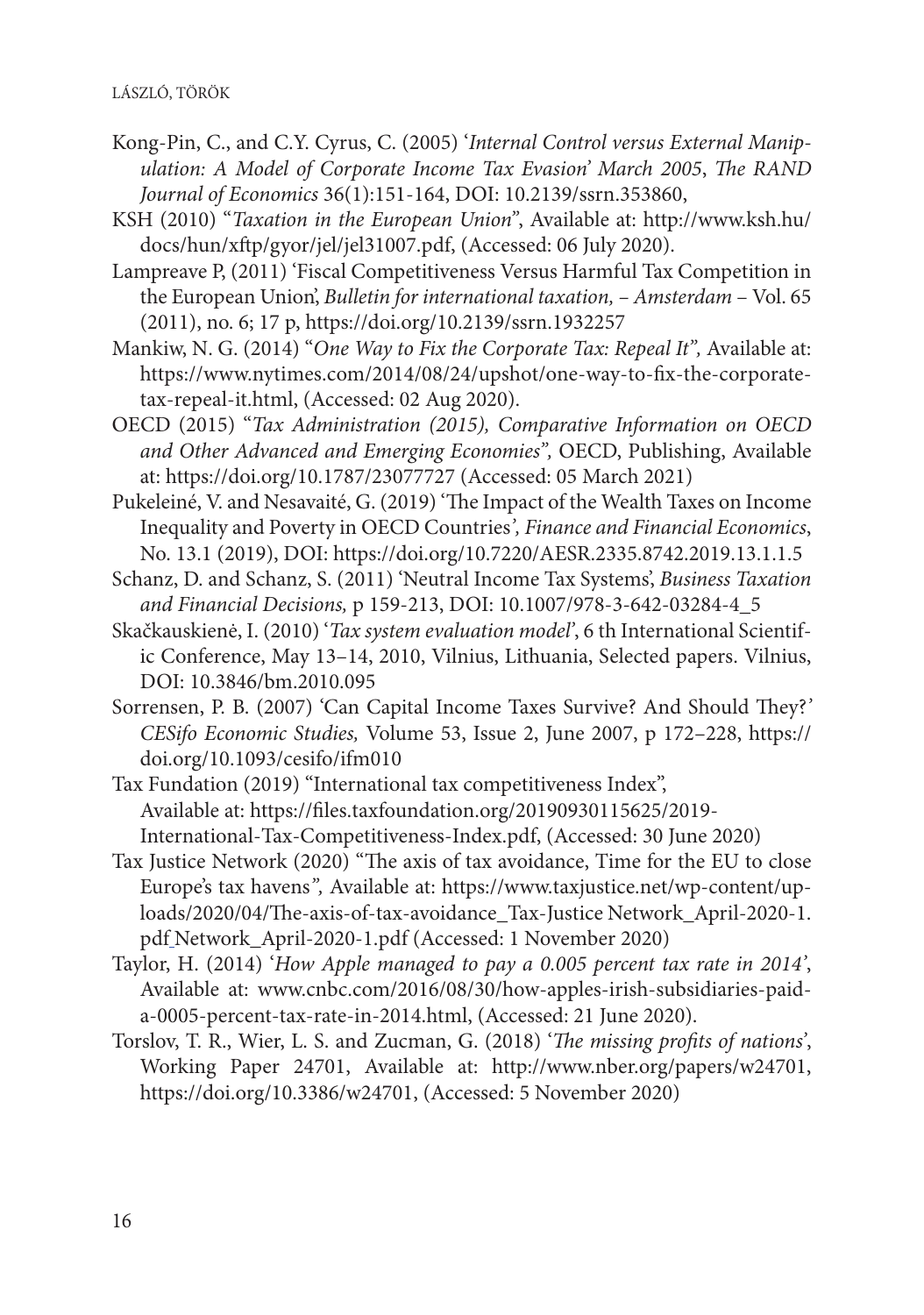Kong-Pin, C., and C.Y. Cyrus, C. (2005) '*Internal Control versus External Manipulation: A Model of Corporate Income Tax Evasion*' *March 2005*, *The RAND Journal of Economics* 36(1):151-164, DOI: 10.2139/ssrn.353860,

KSH (2010) "*Taxation in the European Union*", Available at: http://www.ksh.hu/docs/hun/xftp/gyor/jel/jel31007.pdf, (Accessed: 06 July 2020).

Lampreave P, (2011) 'Fiscal Competitiveness Versus Harmful Tax Competition in the European Union', *Bulletin for international taxation, – Amsterdam* – Vol. 65 (2011), no. 6; 17 p, https://doi.org/10.2139/ssrn.1932257

Mankiw, N. G. (2014) "*One Way to Fix the Corporate Tax: Repeal It",* Available at: https://www.nytimes.com/2014/08/24/upshot/one-way-to-fix-the-corporate-tax-repeal-it.html, (Accessed: 02 Aug 2020).

OECD (2015) "*Tax Administration (2015), Comparative Information on OECD and Other Advanced and Emerging Economies",* OECD, Publishing, Available at: https://doi.org/10.1787/23077727 (Accessed: 05 March 2021)

Pukeleiné, V. and Nesavaité, G. (2019) 'The Impact of the Wealth Taxes on Income Inequality and Poverty in OECD Countries*', Finance and Financial Economics*, No. 13.1 (2019), DOI: https://doi.org/10.7220/AESR.2335.8742.2019.13.1.1.5

Schanz, D. and Schanz, S. (2011) 'Neutral Income Tax Systems', *Business Taxation and Financial Decisions,* p 159-213, DOI: 10.1007/978-3-642-03284-4_5

Skačkauskienė, I. (2010) '*Tax system evaluation model*', 6 th International Scientific Conference, May 13–14, 2010, Vilnius, Lithuania, Selected papers. Vilnius, DOI: 10.3846/bm.2010.095

Sorrensen, P. B. (2007) 'Can Capital Income Taxes Survive? And Should They?' *CESifo Economic Studies,* Volume 53, Issue 2, June 2007, p 172–228, https://doi.org/10.1093/cesifo/ifm010

Tax Fundation (2019) "International tax competitiveness Index", Available at: https://files.taxfoundation.org/20190930115625/2019-International-Tax-Competitiveness-Index.pdf, (Accessed: 30 June 2020)

Tax Justice Network (2020) "The axis of tax avoidance, Time for the EU to close Europe's tax havens*",* Available at: https://www.taxjustice.net/wp-content/uploads/2020/04/The-axis-of-tax-avoidance_Tax-Justice Network_April-2020-1.pdf Network_April-2020-1.pdf (Accessed: 1 November 2020)

Taylor, H. (2014) '*How Apple managed to pay a 0.005 percent tax rate in 2014*', Available at: www.cnbc.com/2016/08/30/how-apples-irish-subsidiaries-paid-a-0005-percent-tax-rate-in-2014.html, (Accessed: 21 June 2020).

Torslov, T. R., Wier, L. S. and Zucman, G. (2018) '*The missing profits of nations*', Working Paper 24701, Available at: http://www.nber.org/papers/w24701, https://doi.org/10.3386/w24701, (Accessed: 5 November 2020)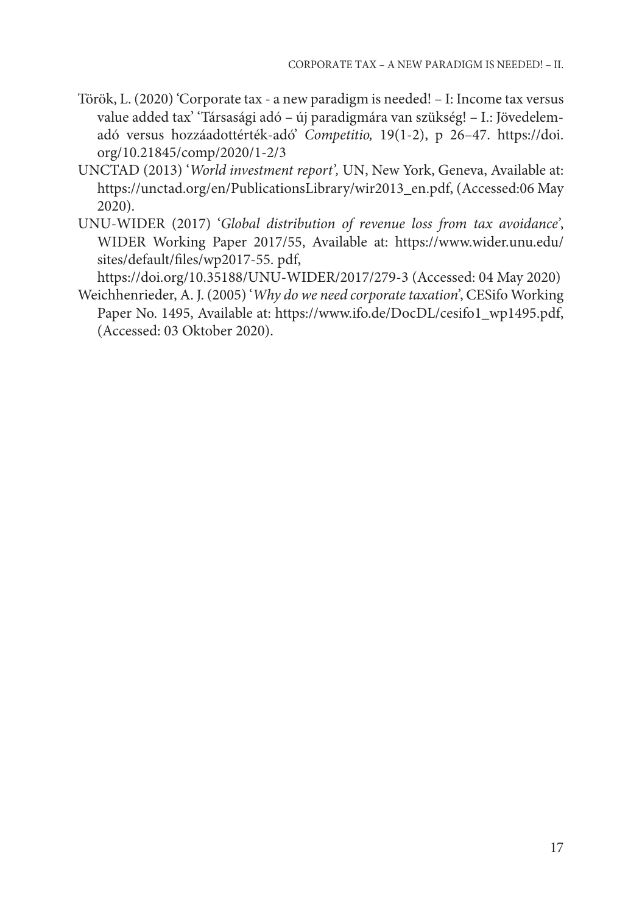Török, L. (2020) 'Corporate tax - a new paradigm is needed! – I: Income tax versus value added tax' 'Társasági adó – új paradigmára van szükség! – I.: Jövedelemadó versus hozzáadottérték-adó' *Competitio,* 19(1-2), p 26–47. https://doi.org/10.21845/comp/2020/1-2/3

UNCTAD (2013) '*World investment report',* UN, New York, Geneva, Available at: https://unctad.org/en/PublicationsLibrary/wir2013_en.pdf, (Accessed:06 May 2020).

UNU-WIDER (2017) '*Global distribution of revenue loss from tax avoidance*', WIDER Working Paper 2017/55, Available at: https://www.wider.unu.edu/sites/default/files/wp2017-55. pdf,
https://doi.org/10.35188/UNU-WIDER/2017/279-3 (Accessed: 04 May 2020)

Weichhenrieder, A. J. (2005) '*Why do we need corporate taxation*', CESifo Working Paper No. 1495, Available at: https://www.ifo.de/DocDL/cesifo1_wp1495.pdf, (Accessed: 03 Oktober 2020).